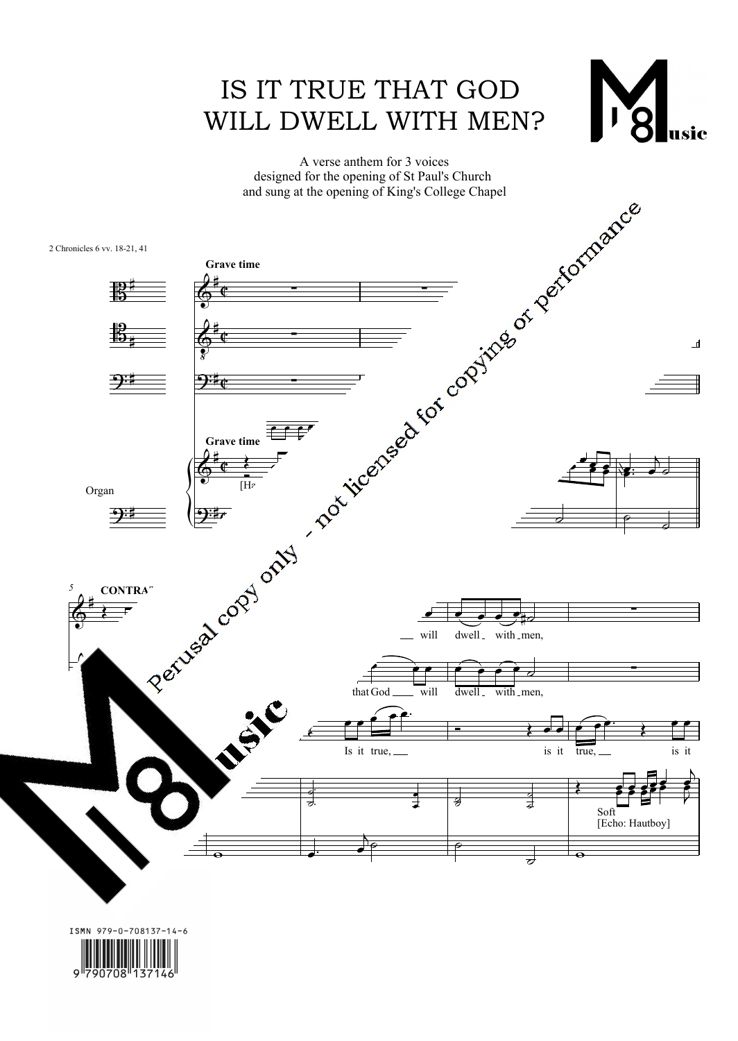# IS IT TRUE THAT GOD WILL DWELL WITH MEN?

A verse anthem for 3 voices
designed for the opening of St Paul's Church
and sung at the opening of King's College Chapel

2 Chronicles 6 vv. 18-21, 41

Perusal copy only - not licensed for copying or performance

ISMN 979-0-708137-14-6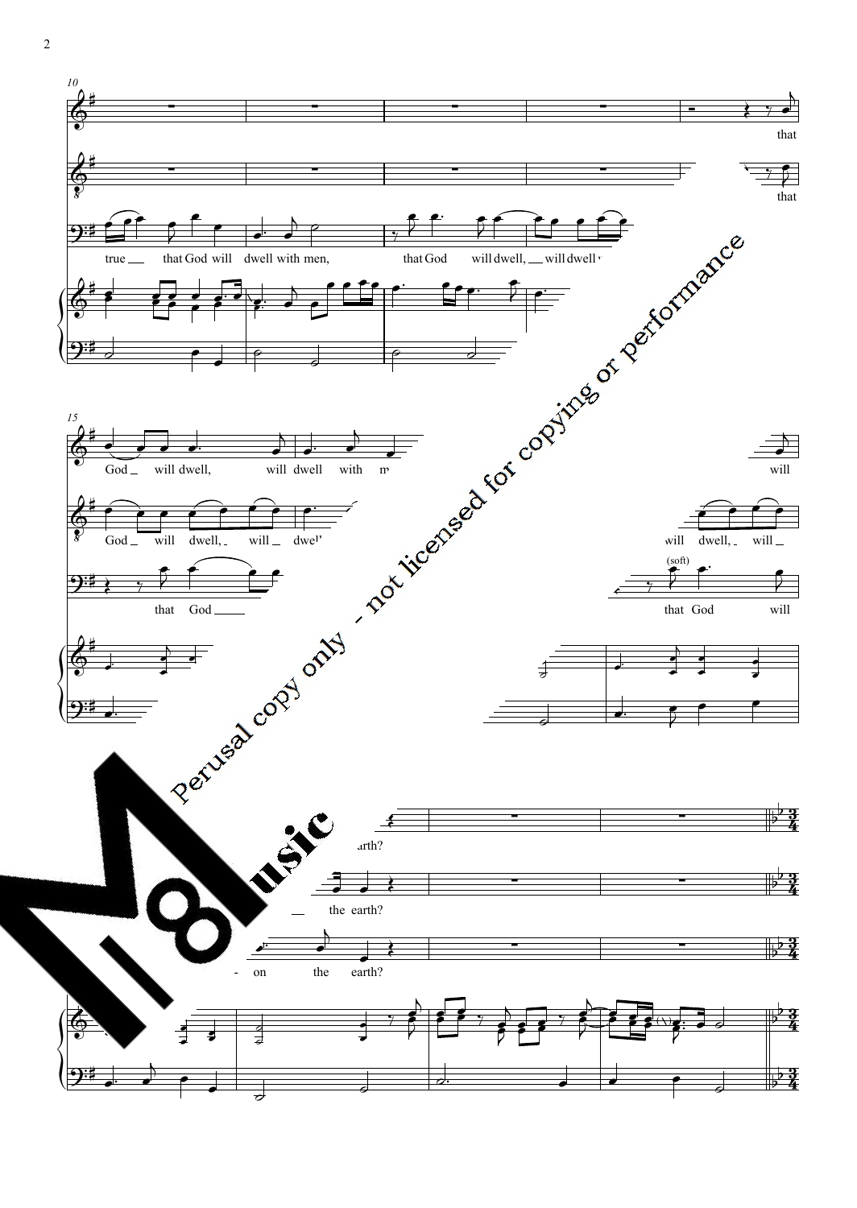Perusal copy only - not licensed for copying or performance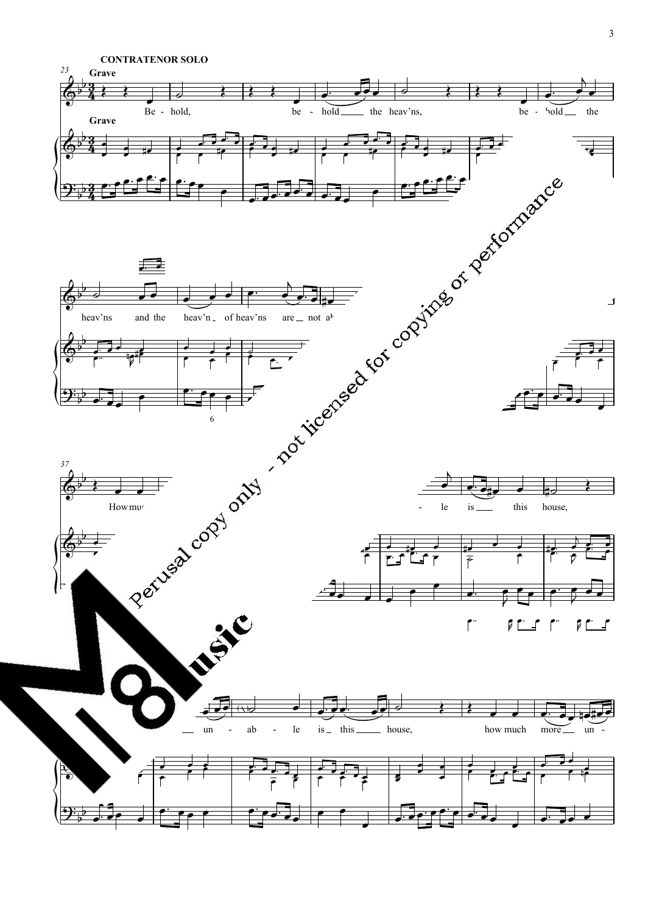**CONTRATENOR SOLO**

**Grave**

Be - hold, be - hold the heav'ns, be - hold the heav'ns and the heav'n of heav'ns are not ab

How mu - le is this house,

un - ab - le is this house, how much more un -

Perusal copy only - not licensed for copying or performance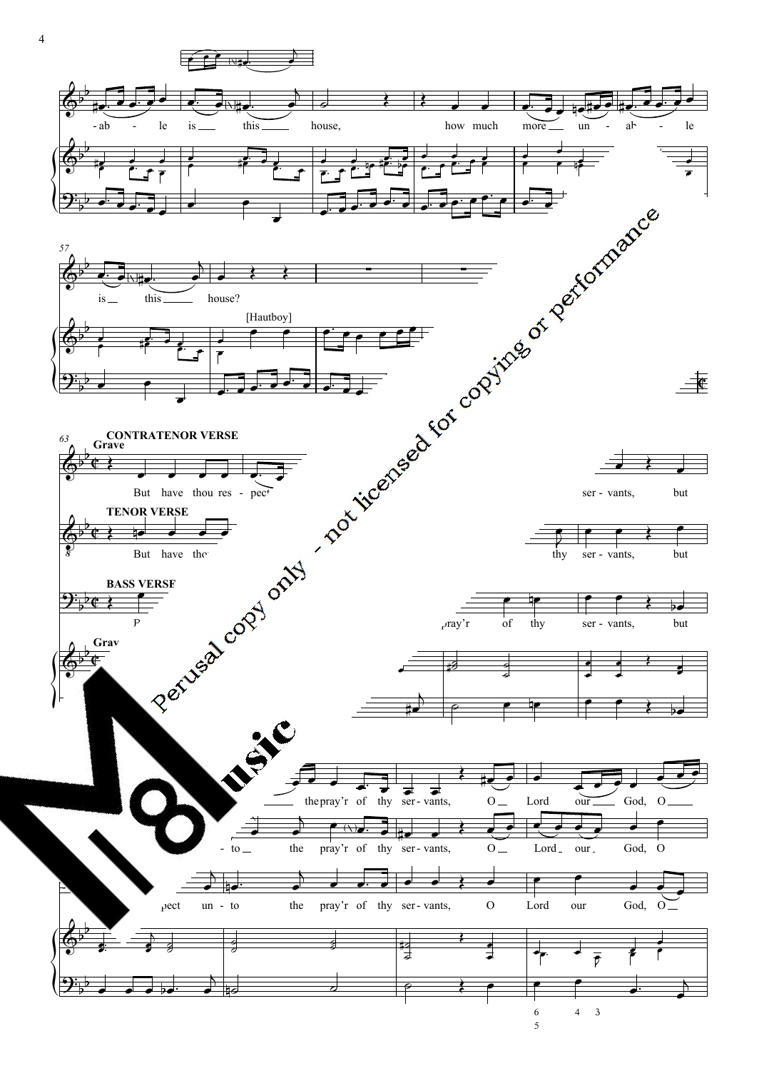**CONTRATENOR VERSE**

**Grave**

**TENOR VERSE**

**BASS VERSE**

[Hautboy]

Perusal copy only - not licensed for copying or performance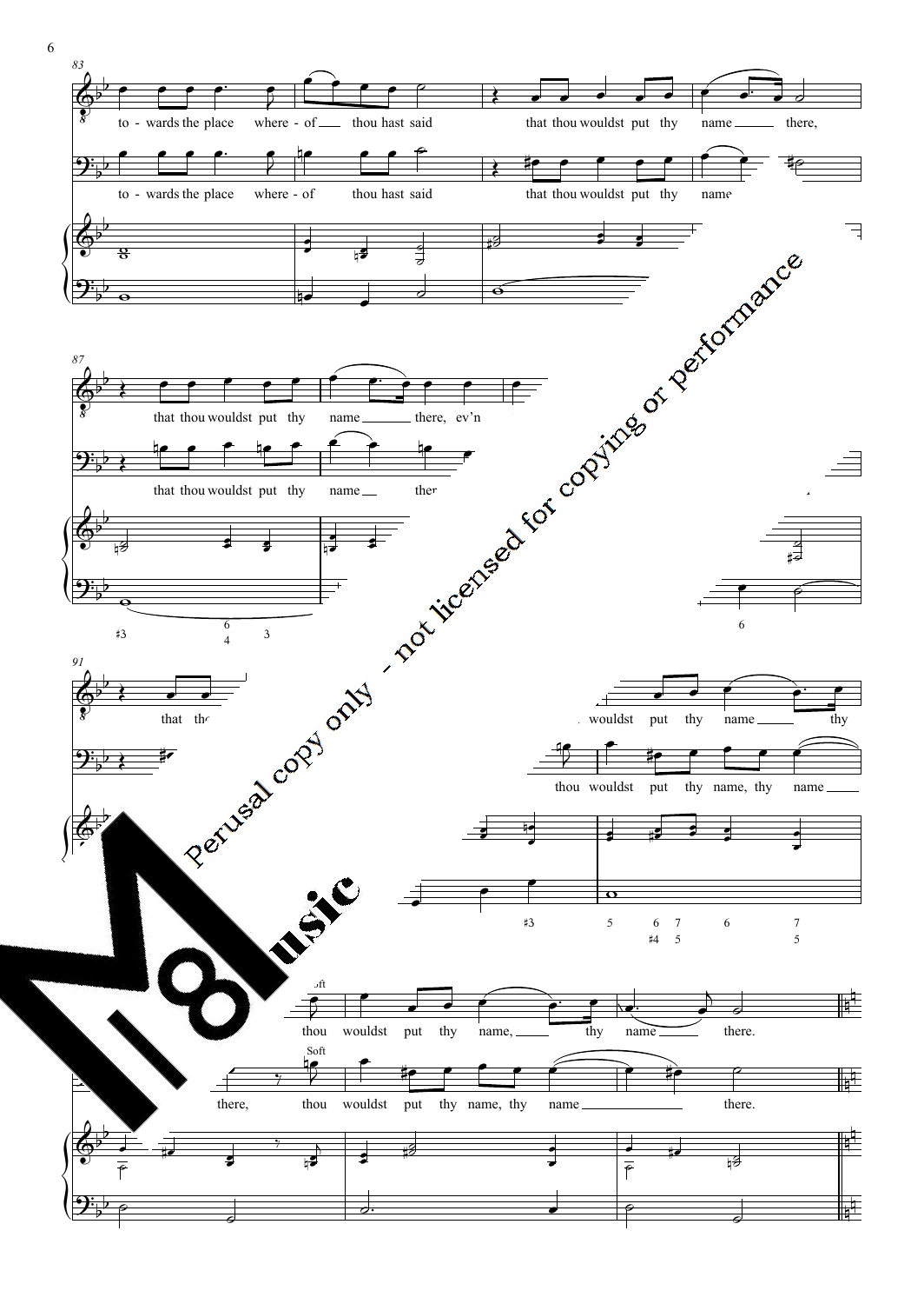Perusal copy only - not licensed for copying or performance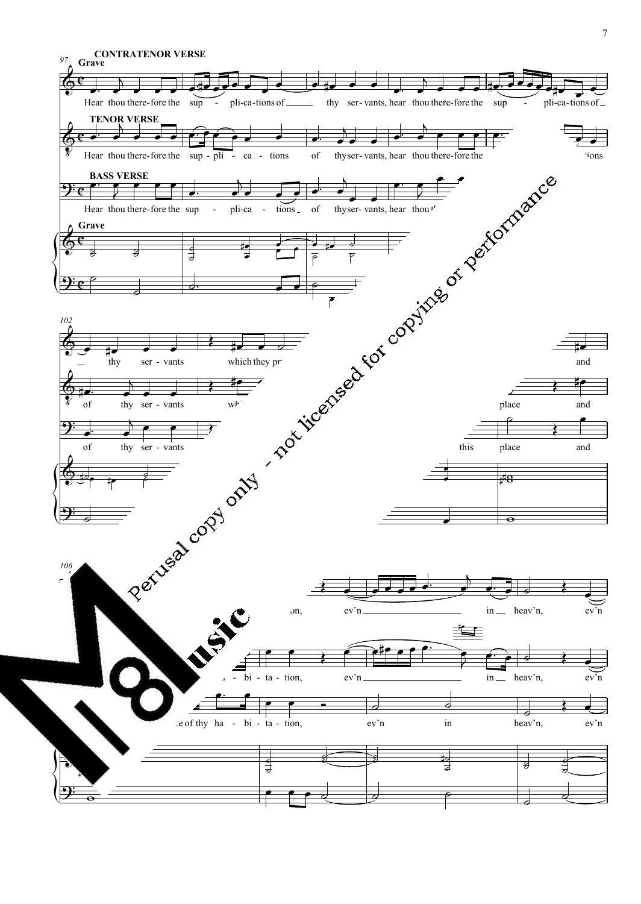97

**CONTRATENOR VERSE**

**Grave**

Hear thou there-fore the sup - pli-ca-tions of thy ser- vants, hear thou there-fore the sup - pli-ca-tions of

**TENOR VERSE**

Hear thou there-fore the sup-pli - ca - tions of thy ser- vants, hear thou there-fore the ...tions

**BASS VERSE**

Hear thou there-fore the sup - pli-ca - tions of thy ser- vants, hear thou...

**Grave**

102

thy ser - vants which they pr... and

of thy ser - vants wh... place and

of thy ser - vants this place and

106

...on, ev'n in heav'n, ev'n

...-bi - ta - tion, ev'n in heav'n, ev'n

...e of thy ha - bi - ta - tion, ev'n in heav'n, ev'n

Perusal copy only - not licensed for copying or performance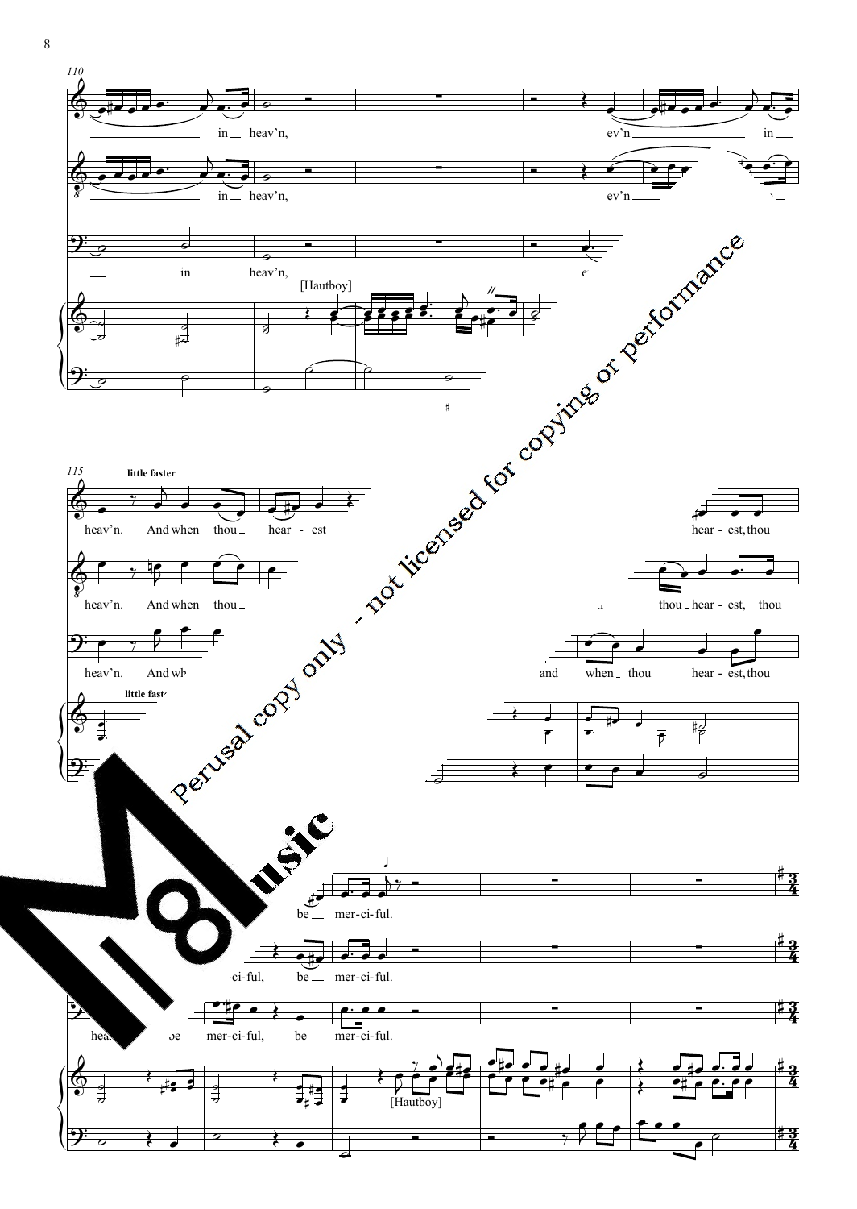110

in heav'n,

ev'n in

in heav'n,

ev'n

in heav'n,

[Hautboy]

115

**little faster**

heav'n. And when thou hear - est

hear - est, thou

heav'n. And when thou

thou hear - est, thou

heav'n. And wh

and when thou hear - est, thou

**little faster**

be mer-ci-ful.

-ci-ful, be mer-ci-ful.

hea be mer-ci-ful, be mer-ci-ful.

[Hautboy]

Perusal copy only - not licensed for copying or performance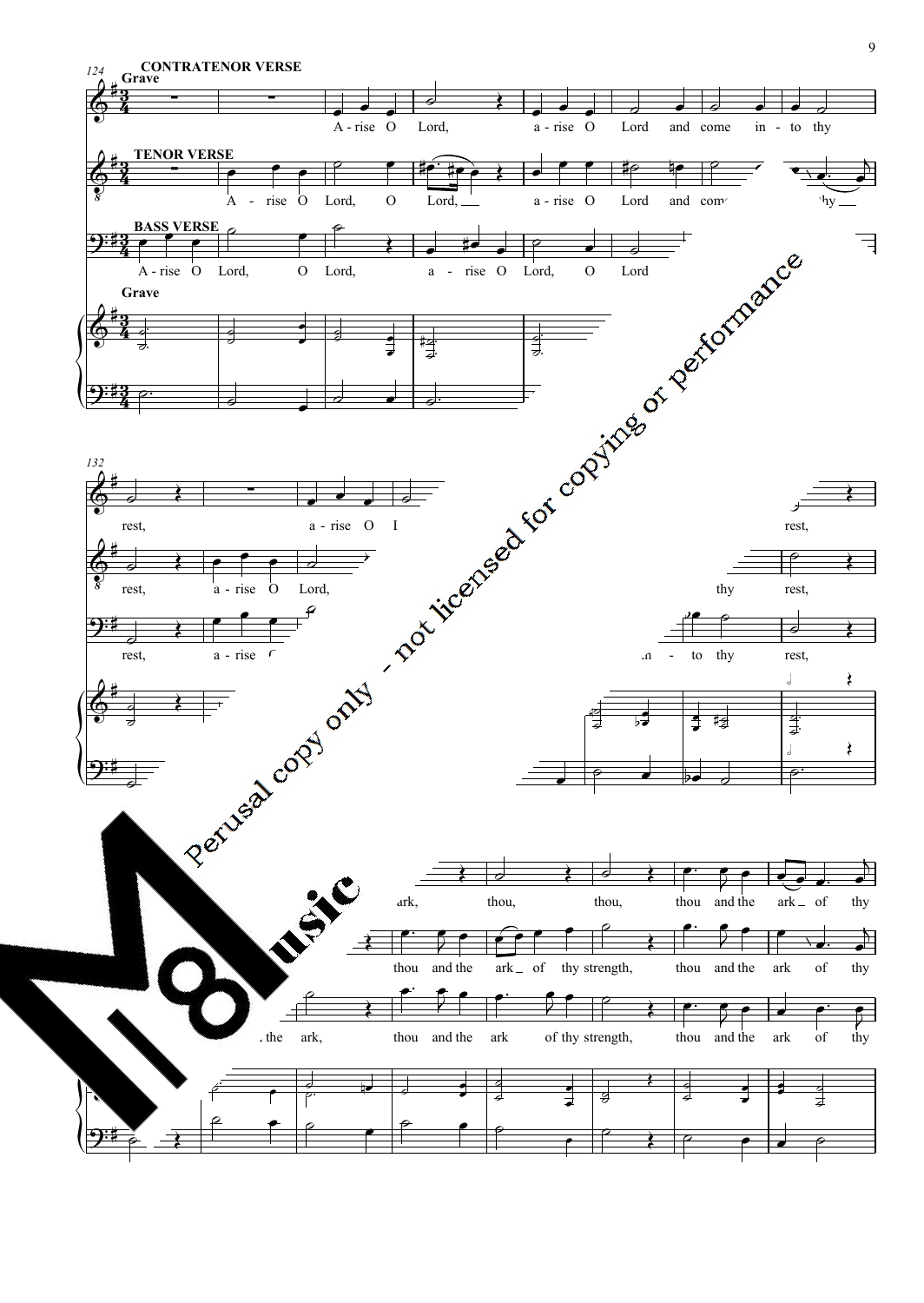**CONTRATENOR VERSE**

**Grave**

A - rise O Lord, a - rise O Lord and come in - to thy rest, a - rise O I ... rest, ... ark, thou, thou, thou and the ark of thy

**TENOR VERSE**

A - rise O Lord, O Lord, a - rise O Lord and com ... thy rest, a - rise O Lord, ... thy rest, ... thou and the ark of thy strength, thou and the ark of thy

**BASS VERSE**

A - rise O Lord, O Lord, a - rise O Lord, O Lord ... rest, a - rise ... in - to thy rest, ... the ark, thou and the ark of thy strength, thou and the ark of thy

**Grave**

Perusal copy only - not licensed for copying or performance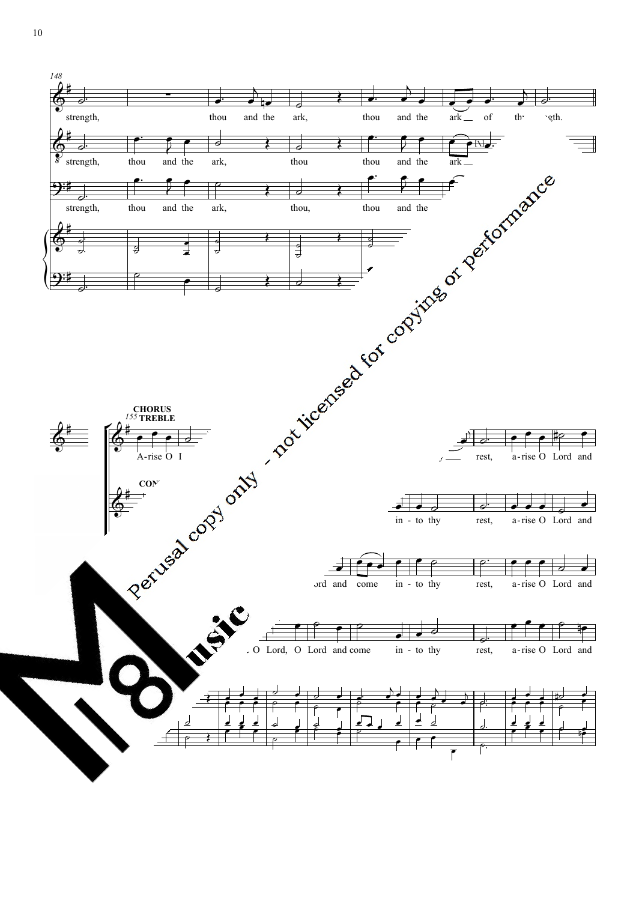148

strength, thou and the ark, thou and the ark of th- -gth.

strength, thou and the ark, thou thou and the ark [N]

strength, thou and the ark, thou, thou and the

**CHORUS**

155 **TREBLE**

A-rise O I

CON

rest, a-rise O Lord and

in - to thy rest, a-rise O Lord and

ord and come in - to thy rest, a-rise O Lord and

O Lord, O Lord and come in - to thy rest, a-rise O Lord and

Perusal copy only - not licensed for copying or performance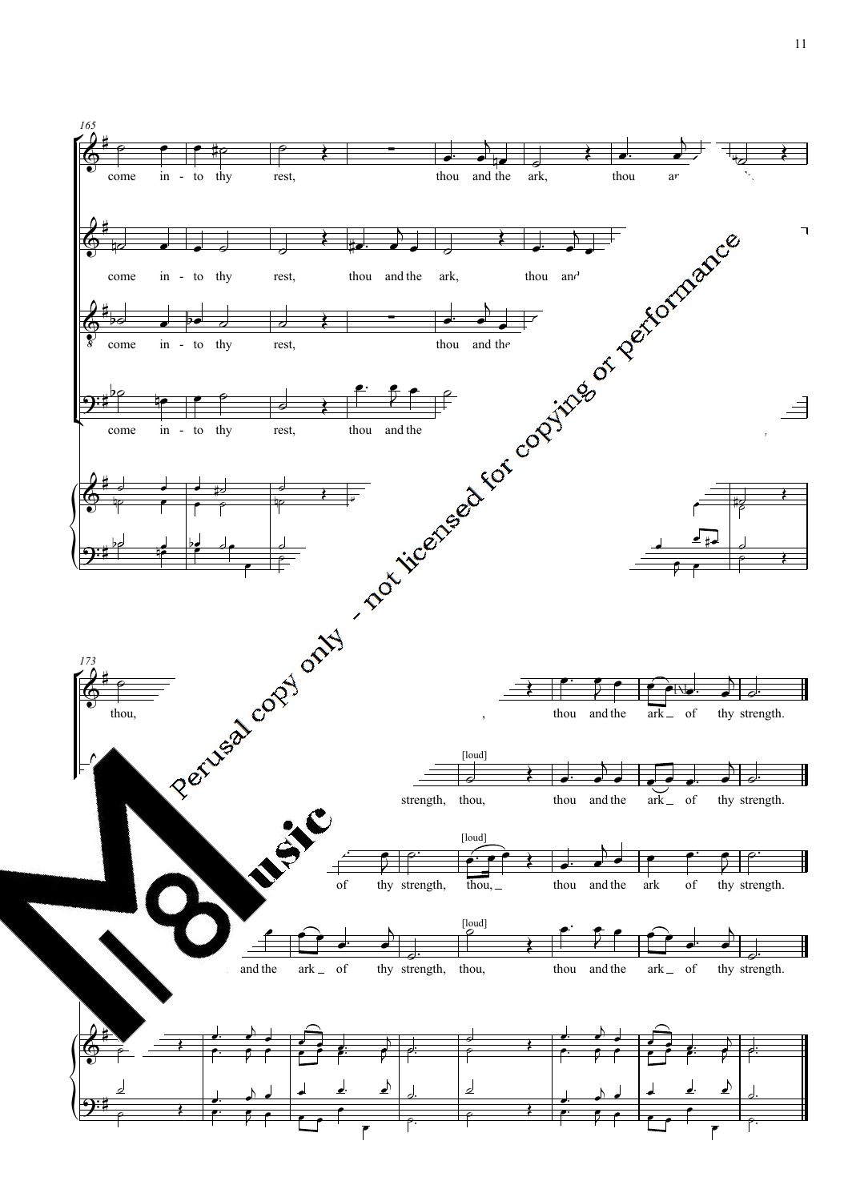165

come in - to thy rest, thou and the ark, thou ar

come in - to thy rest, thou and the ark, thou and

come in - to thy rest, thou and the

come in - to thy rest, thou and the

173

thou, thou and the ark of thy strength.

[loud]

strength, thou, thou and the ark of thy strength.

[loud]

of thy strength, thou, thou and the ark of thy strength.

[loud]

and the ark of thy strength, thou, thou and the ark of thy strength.

Perusal copy only - not licensed for copying or performance

Music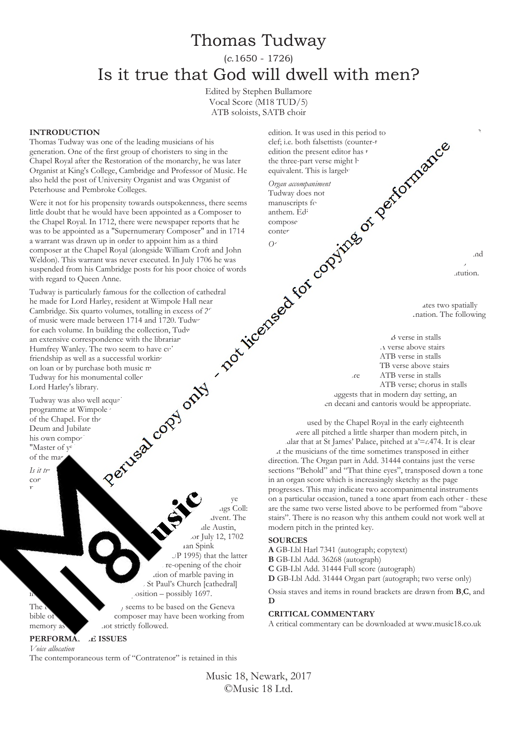# Thomas Tudway

(*c.*1650 - 1726)

# Is it true that God will dwell with men?

Edited by Stephen Bullamore
Vocal Score (M18 TUD/5)
ATB soloists, SATB choir

**INTRODUCTION**

Thomas Tudway was one of the leading musicians of his generation. One of the first group of choristers to sing in the Chapel Royal after the Restoration of the monarchy, he was later Organist at King's College, Cambridge and Professor of Music. He also held the post of University Organist and was Organist of Peterhouse and Pembroke Colleges.

Were it not for his propensity towards outspokenness, there seems little doubt that he would have been appointed as a Composer to the Chapel Royal. In 1712, there were newspaper reports that he was to be appointed as a "Supernumerary Composer" and in 1714 a warrant was drawn up in order to appoint him as a third composer at the Chapel Royal (alongside William Croft and John Weldon). This warrant was never executed. In July 1706 he was suspended from his Cambridge posts for his poor choice of words with regard to Queen Anne.

Tudway is particularly famous for the collection of cathedral he made for Lord Harley, resident at Wimpole Hall near Cambridge. Six quarto volumes, totalling in excess of 2[...] of music were made between 1714 and 1720. Tudw[...] for each volume. In building the collection, Tud[...] an extensive correspondence with the librarian Humfrey Wanley. The two seem to have c[...] friendship as well as a successful workin[...] on loan or by purchase both music m[...] Tudway for his monumental colle[...] Lord Harley's library.

Tudway was also well acqu[...] programme at Wimpole [...] of the Chapel. For th[...] Deum and Jubilate [...] his own compo[...] "Master of y[...] of the ma[...]

*Is it tr*[...] co[...] [...] ye [...]ngs Coll: [...]dvent. The [...]ale Austin, [...]or July 12, 1702 [...]an Spink [...]UP 1995) that the latter [...]re-opening of the choir [...]tion of marble paving in [...] St Paul's Church [cathedral] [...]position – possibly 1697.

The [...] seems to be based on the Geneva bible o[...] composer may have been working from memory as [...]not strictly followed.

**PERFORMA[...]E ISSUES**

*Voice allocation*

The contemporaneous term of "Contratenor" is retained in this edition. It was used in this period to [...] clef; i.e. both falsettists (counter-[...] edition the present editor has [...] the three-part verse might [...] equivalent. This is largel[...]

*Organ accompaniment*

Tudway does not [...] manuscripts f[...] anthem. Ed[...] compose[...] conte[...]

*O*[...]

[...]nd [...] [...]itution.

[...]ates two spatially [...]nation. The following

[...]B verse in stalls
[...]A verse above stairs
[...]ATB verse in stalls
[...]TB verse above stairs
[...]re ATB verse in stalls
[...]ATB verse; chorus in stalls

[...]uggests that in modern day setting, an [...]en decani and cantoris would be appropriate.

[...] used by the Chapel Royal in the early eighteenth [...]were all pitched a little sharper than modern pitch, in [...]ular that at St James' Palace, pitched at a'=*c.*474. It is clear [...]t the musicians of the time sometimes transposed in either direction. The Organ part in Add. 31444 contains just the verse sections "Behold" and "That thine eyes", transposed down a tone in an organ score which is increasingly sketchy as the page progresses. This may indicate two accompanimental instruments on a particular occasion, tuned a tone apart from each other - these are the same two verse listed above to be performed from "above stairs". There is no reason why this anthem could not work well at modern pitch in the printed key.

**SOURCES**

**A** GB-Lbl Harl 7341 (autograph; copytext)
**B** GB-Lbl Add. 36268 (autograph)
**C** GB-Lbl Add. 31444 Full score (autograph)
**D** GB-Lbl Add. 31444 Organ part (autograph; two verse only)

Ossia staves and items in round brackets are drawn from **B**,**C**, and **D**

**CRITICAL COMMENTARY**

A critical commentary can be downloaded at www.music18.co.uk

Music 18, Newark, 2017
©Music 18 Ltd.